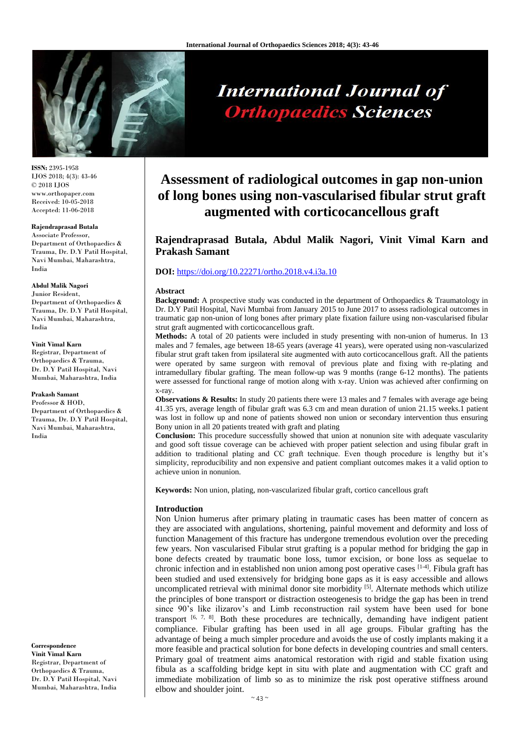ISSN: 2395-1958
IJOS 2018; 4(3): 43-46
© 2018 IJOS
www.orthopaper.com
Received: 10-05-2018
Accepted: 11-06-2018

**Rajendraprasad Butala**
Associate Professor, Department of Orthopaedics & Trauma, Dr. D.Y Patil Hospital, Navi Mumbai, Maharashtra, India

**Abdul Malik Nagori**
Junior Resident, Department of Orthopaedics & Trauma, Dr. D.Y Patil Hospital, Navi Mumbai, Maharashtra, India

**Vinit Vimal Karn**
Registrar, Department of Orthopaedics & Trauma, Dr. D.Y Patil Hospital, Navi Mumbai, Maharashtra, India

**Prakash Samant**
Professor & HOD, Department of Orthopaedics & Trauma, Dr. D.Y Patil Hospital, Navi Mumbai, Maharashtra, India

**Correspondence**
**Vinit Vimal Karn**
Registrar, Department of Orthopaedics & Trauma, Dr. D.Y Patil Hospital, Navi Mumbai, Maharashtra, India

# Assessment of radiological outcomes in gap non-union of long bones using non-vascularised fibular strut graft augmented with corticocancellous graft

**Rajendraprasad Butala, Abdul Malik Nagori, Vinit Vimal Karn and Prakash Samant**

**DOI:** https://doi.org/10.22271/ortho.2018.v4.i3a.10

## Abstract

**Background:** A prospective study was conducted in the department of Orthopaedics & Traumatology in Dr. D.Y Patil Hospital, Navi Mumbai from January 2015 to June 2017 to assess radiological outcomes in traumatic gap non-union of long bones after primary plate fixation failure using non-vascularised fibular strut graft augmented with corticocancellous graft.

**Methods:** A total of 20 patients were included in study presenting with non-union of humerus. In 13 males and 7 females, age between 18-65 years (average 41 years), were operated using non-vascularized fibular strut graft taken from ipsilateral site augmented with auto corticocancellous graft. All the patients were operated by same surgeon with removal of previous plate and fixing with re-plating and intramedullary fibular grafting. The mean follow-up was 9 months (range 6-12 months). The patients were assessed for functional range of motion along with x-ray. Union was achieved after confirming on x-ray.

**Observations & Results:** In study 20 patients there were 13 males and 7 females with average age being 41.35 yrs, average length of fibular graft was 6.3 cm and mean duration of union 21.15 weeks.1 patient was lost in follow up and none of patients showed non union or secondary intervention thus ensuring Bony union in all 20 patients treated with graft and plating

**Conclusion:** This procedure successfully showed that union at nonunion site with adequate vascularity and good soft tissue coverage can be achieved with proper patient selection and using fibular graft in addition to traditional plating and CC graft technique. Even though procedure is lengthy but it's simplicity, reproducibility and non expensive and patient compliant outcomes makes it a valid option to achieve union in nonunion.

**Keywords:** Non union, plating, non-vascularized fibular graft, cortico cancellous graft

## Introduction

Non Union humerus after primary plating in traumatic cases has been matter of concern as they are associated with angulations, shortening, painful movement and deformity and loss of function Management of this fracture has undergone tremendous evolution over the preceding few years. Non vascularised Fibular strut grafting is a popular method for bridging the gap in bone defects created by traumatic bone loss, tumor excision, or bone loss as sequelae to chronic infection and in established non union among post operative cases [1-4]. Fibula graft has been studied and used extensively for bridging bone gaps as it is easy accessible and allows uncomplicated retrieval with minimal donor site morbidity [5]. Alternate methods which utilize the principles of bone transport or distraction osteogenesis to bridge the gap has been in trend since 90's like ilizarov's and Limb reconstruction rail system have been used for bone transport [6, 7, 8]. Both these procedures are technically, demanding have indigent patient compliance. Fibular grafting has been used in all age groups. Fibular grafting has the advantage of being a much simpler procedure and avoids the use of costly implants making it a more feasible and practical solution for bone defects in developing countries and small centers. Primary goal of treatment aims anatomical restoration with rigid and stable fixation using fibula as a scaffolding bridge kept in situ with plate and augmentation with CC graft and immediate mobilization of limb so as to minimize the risk post operative stiffness around elbow and shoulder joint.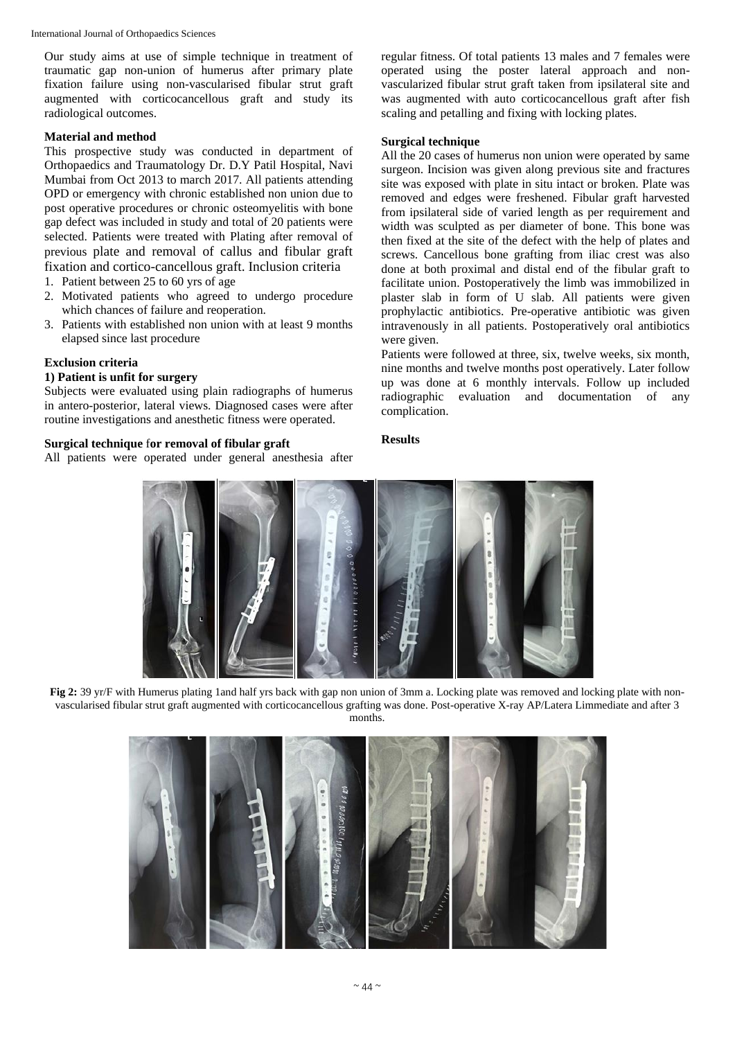Our study aims at use of simple technique in treatment of traumatic gap non-union of humerus after primary plate fixation failure using non-vascularised fibular strut graft augmented with corticocancellous graft and study its radiological outcomes.

## Material and method

This prospective study was conducted in department of Orthopaedics and Traumatology Dr. D.Y Patil Hospital, Navi Mumbai from Oct 2013 to march 2017. All patients attending OPD or emergency with chronic established non union due to post operative procedures or chronic osteomyelitis with bone gap defect was included in study and total of 20 patients were selected. Patients were treated with Plating after removal of previous plate and removal of callus and fibular graft fixation and cortico-cancellous graft. Inclusion criteria

1. Patient between 25 to 60 yrs of age
2. Motivated patients who agreed to undergo procedure which chances of failure and reoperation.
3. Patients with established non union with at least 9 months elapsed since last procedure

### Exclusion criteria

**1) Patient is unfit for surgery**

Subjects were evaluated using plain radiographs of humerus in antero-posterior, lateral views. Diagnosed cases were after routine investigations and anesthetic fitness were operated.

### Surgical technique for removal of fibular graft

All patients were operated under general anesthesia after regular fitness. Of total patients 13 males and 7 females were operated using the poster lateral approach and non-vascularized fibular strut graft taken from ipsilateral site and was augmented with auto corticocancellous graft after fish scaling and petalling and fixing with locking plates.

### Surgical technique

All the 20 cases of humerus non union were operated by same surgeon. Incision was given along previous site and fractures site was exposed with plate in situ intact or broken. Plate was removed and edges were freshened. Fibular graft harvested from ipsilateral side of varied length as per requirement and width was sculpted as per diameter of bone. This bone was then fixed at the site of the defect with the help of plates and screws. Cancellous bone grafting from iliac crest was also done at both proximal and distal end of the fibular graft to facilitate union. Postoperatively the limb was immobilized in plaster slab in form of U slab. All patients were given prophylactic antibiotics. Pre-operative antibiotic was given intravenously in all patients. Postoperatively oral antibiotics were given.

Patients were followed at three, six, twelve weeks, six month, nine months and twelve months post operatively. Later follow up was done at 6 monthly intervals. Follow up included radiographic evaluation and documentation of any complication.

## Results

**Fig 2:** 39 yr/F with Humerus plating 1and half yrs back with gap non union of 3mm a. Locking plate was removed and locking plate with non-vascularised fibular strut graft augmented with corticocancellous grafting was done. Post-operative X-ray AP/Latera Limmediate and after 3 months.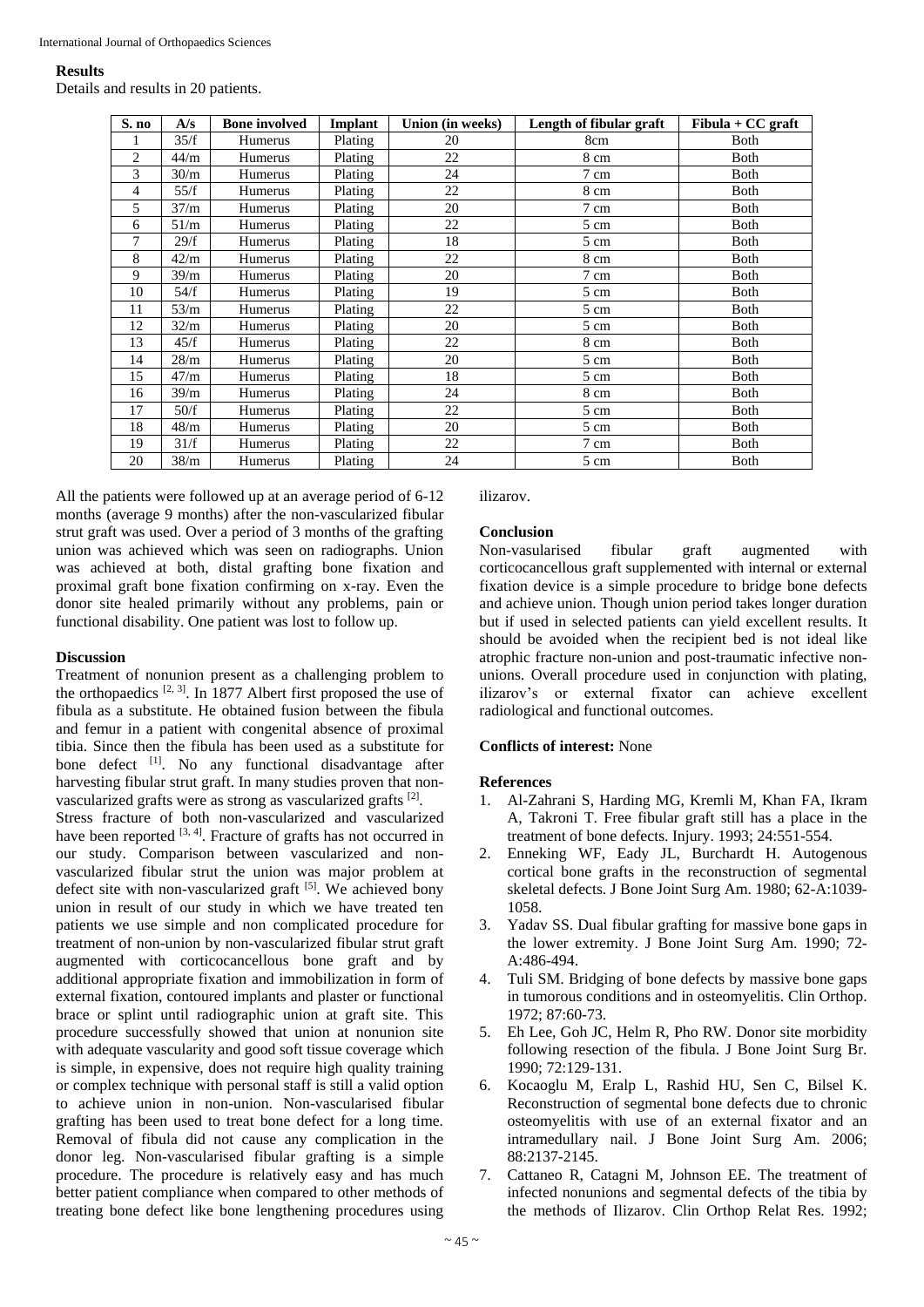## Results

Details and results in 20 patients.

| S. no | A/s | Bone involved | Implant | Union (in weeks) | Length of fibular graft | Fibula + CC graft |
|---|---|---|---|---|---|---|
| 1 | 35/f | Humerus | Plating | 20 | 8cm | Both |
| 2 | 44/m | Humerus | Plating | 22 | 8 cm | Both |
| 3 | 30/m | Humerus | Plating | 24 | 7 cm | Both |
| 4 | 55/f | Humerus | Plating | 22 | 8 cm | Both |
| 5 | 37/m | Humerus | Plating | 20 | 7 cm | Both |
| 6 | 51/m | Humerus | Plating | 22 | 5 cm | Both |
| 7 | 29/f | Humerus | Plating | 18 | 5 cm | Both |
| 8 | 42/m | Humerus | Plating | 22 | 8 cm | Both |
| 9 | 39/m | Humerus | Plating | 20 | 7 cm | Both |
| 10 | 54/f | Humerus | Plating | 19 | 5 cm | Both |
| 11 | 53/m | Humerus | Plating | 22 | 5 cm | Both |
| 12 | 32/m | Humerus | Plating | 20 | 5 cm | Both |
| 13 | 45/f | Humerus | Plating | 22 | 8 cm | Both |
| 14 | 28/m | Humerus | Plating | 20 | 5 cm | Both |
| 15 | 47/m | Humerus | Plating | 18 | 5 cm | Both |
| 16 | 39/m | Humerus | Plating | 24 | 8 cm | Both |
| 17 | 50/f | Humerus | Plating | 22 | 5 cm | Both |
| 18 | 48/m | Humerus | Plating | 20 | 5 cm | Both |
| 19 | 31/f | Humerus | Plating | 22 | 7 cm | Both |
| 20 | 38/m | Humerus | Plating | 24 | 5 cm | Both |

All the patients were followed up at an average period of 6-12 months (average 9 months) after the non-vascularized fibular strut graft was used. Over a period of 3 months of the grafting union was achieved which was seen on radiographs. Union was achieved at both, distal grafting bone fixation and proximal graft bone fixation confirming on x-ray. Even the donor site healed primarily without any problems, pain or functional disability. One patient was lost to follow up.

## Discussion

Treatment of nonunion present as a challenging problem to the orthopaedics [2, 3]. In 1877 Albert first proposed the use of fibula as a substitute. He obtained fusion between the fibula and femur in a patient with congenital absence of proximal tibia. Since then the fibula has been used as a substitute for bone defect [1]. No any functional disadvantage after harvesting fibular strut graft. In many studies proven that non-vascularized grafts were as strong as vascularized grafts [2].

Stress fracture of both non-vascularized and vascularized have been reported [3, 4]. Fracture of grafts has not occurred in our study. Comparison between vascularized and non-vascularized fibular strut the union was major problem at defect site with non-vascularized graft [5]. We achieved bony union in result of our study in which we have treated ten patients we use simple and non complicated procedure for treatment of non-union by non-vascularized fibular strut graft augmented with corticocancellous bone graft and by additional appropriate fixation and immobilization in form of external fixation, contoured implants and plaster or functional brace or splint until radiographic union at graft site. This procedure successfully showed that union at nonunion site with adequate vascularity and good soft tissue coverage which is simple, in expensive, does not require high quality training or complex technique with personal staff is still a valid option to achieve union in non-union. Non-vascularised fibular grafting has been used to treat bone defect for a long time. Removal of fibula did not cause any complication in the donor leg. Non-vascularised fibular grafting is a simple procedure. The procedure is relatively easy and has much better patient compliance when compared to other methods of treating bone defect like bone lengthening procedures using ilizarov.

## Conclusion

Non-vasularised fibular graft augmented with corticocancellous graft supplemented with internal or external fixation device is a simple procedure to bridge bone defects and achieve union. Though union period takes longer duration but if used in selected patients can yield excellent results. It should be avoided when the recipient bed is not ideal like atrophic fracture non-union and post-traumatic infective non-unions. Overall procedure used in conjunction with plating, ilizarov's or external fixator can achieve excellent radiological and functional outcomes.

**Conflicts of interest:** None

## References

1. Al-Zahrani S, Harding MG, Kremli M, Khan FA, Ikram A, Takroni T. Free fibular graft still has a place in the treatment of bone defects. Injury. 1993; 24:551-554.
2. Enneking WF, Eady JL, Burchardt H. Autogenous cortical bone grafts in the reconstruction of segmental skeletal defects. J Bone Joint Surg Am. 1980; 62-A:1039-1058.
3. Yadav SS. Dual fibular grafting for massive bone gaps in the lower extremity. J Bone Joint Surg Am. 1990; 72-A:486-494.
4. Tuli SM. Bridging of bone defects by massive bone gaps in tumorous conditions and in osteomyelitis. Clin Orthop. 1972; 87:60-73.
5. Eh Lee, Goh JC, Helm R, Pho RW. Donor site morbidity following resection of the fibula. J Bone Joint Surg Br. 1990; 72:129-131.
6. Kocaoglu M, Eralp L, Rashid HU, Sen C, Bilsel K. Reconstruction of segmental bone defects due to chronic osteomyelitis with use of an external fixator and an intramedullary nail. J Bone Joint Surg Am. 2006; 88:2137-2145.
7. Cattaneo R, Catagni M, Johnson EE. The treatment of infected nonunions and segmental defects of the tibia by the methods of Ilizarov. Clin Orthop Relat Res. 1992;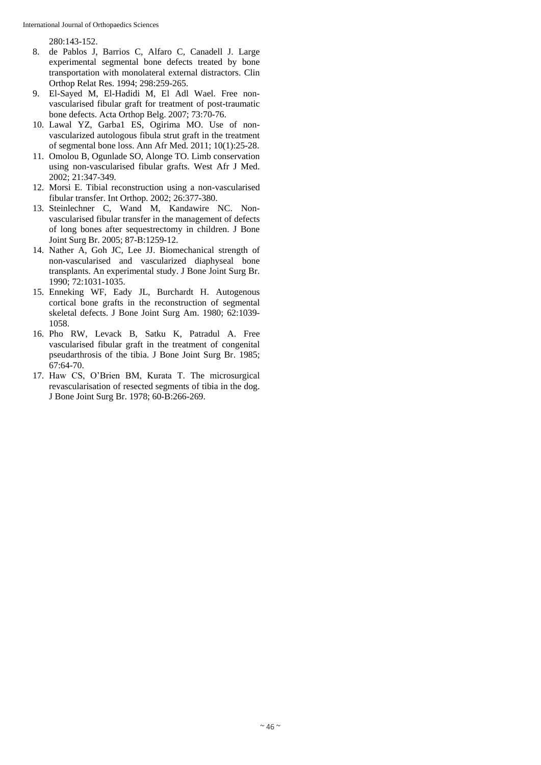280:143-152.

8. de Pablos J, Barrios C, Alfaro C, Canadell J. Large experimental segmental bone defects treated by bone transportation with monolateral external distractors. Clin Orthop Relat Res. 1994; 298:259-265.
9. El-Sayed M, El-Hadidi M, El Adl Wael. Free non-vascularised fibular graft for treatment of post-traumatic bone defects. Acta Orthop Belg. 2007; 73:70-76.
10. Lawal YZ, Garba1 ES, Ogirima MO. Use of non-vascularized autologous fibula strut graft in the treatment of segmental bone loss. Ann Afr Med. 2011; 10(1):25-28.
11. Omolou B, Ogunlade SO, Alonge TO. Limb conservation using non-vascularised fibular grafts. West Afr J Med. 2002; 21:347-349.
12. Morsi E. Tibial reconstruction using a non-vascularised fibular transfer. Int Orthop. 2002; 26:377-380.
13. Steinlechner C, Wand M, Kandawire NC. Non-vascularised fibular transfer in the management of defects of long bones after sequestrectomy in children. J Bone Joint Surg Br. 2005; 87-B:1259-12.
14. Nather A, Goh JC, Lee JJ. Biomechanical strength of non-vascularised and vascularized diaphyseal bone transplants. An experimental study. J Bone Joint Surg Br. 1990; 72:1031-1035.
15. Enneking WF, Eady JL, Burchardt H. Autogenous cortical bone grafts in the reconstruction of segmental skeletal defects. J Bone Joint Surg Am. 1980; 62:1039-1058.
16. Pho RW, Levack B, Satku K, Patradul A. Free vascularised fibular graft in the treatment of congenital pseudarthrosis of the tibia. J Bone Joint Surg Br. 1985; 67:64-70.
17. Haw CS, O'Brien BM, Kurata T. The microsurgical revascularisation of resected segments of tibia in the dog. J Bone Joint Surg Br. 1978; 60-B:266-269.